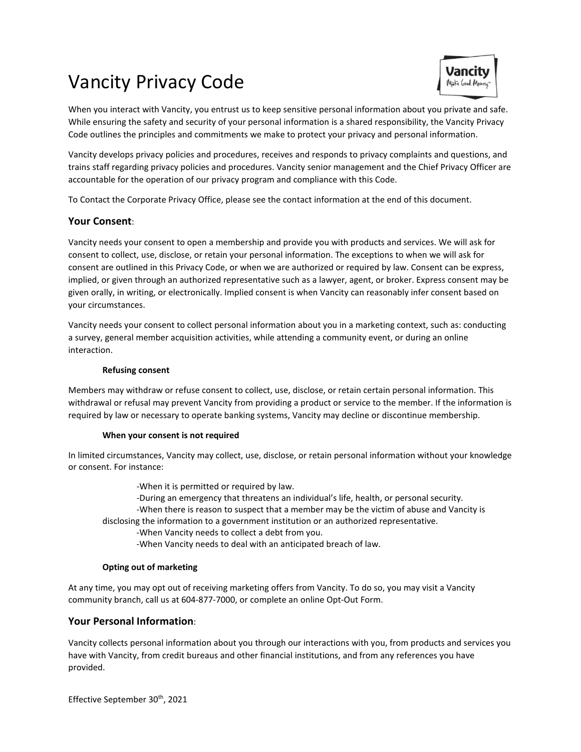# Vancity Privacy Code

When you interact with Vancity, you entrust us to keep sensitive personal information about you private and safe. While ensuring the safety and security of your personal information is a shared responsibility, the Vancity Privacy Code outlines the principles and commitments we make to protect your privacy and personal information.

Vancity develops privacy policies and procedures, receives and responds to privacy complaints and questions, and trains staff regarding privacy policies and procedures. Vancity senior management and the Chief Privacy Officer are accountable for the operation of our privacy program and compliance with this Code.

To Contact the Corporate Privacy Office, please see the contact information at the end of this document.

## Your Consent:

Vancity needs your consent to open a membership and provide you with products and services. We will ask for consent to collect, use, disclose, or retain your personal information. The exceptions to when we will ask for consent are outlined in this Privacy Code, or when we are authorized or required by law. Consent can be express, implied, or given through an authorized representative such as a lawyer, agent, or broker. Express consent may be given orally, in writing, or electronically. Implied consent is when Vancity can reasonably infer consent based on your circumstances.

Vancity needs your consent to collect personal information about you in a marketing context, such as: conducting a survey, general member acquisition activities, while attending a community event, or during an online interaction.

### Refusing consent

Members may withdraw or refuse consent to collect, use, disclose, or retain certain personal information. This withdrawal or refusal may prevent Vancity from providing a product or service to the member. If the information is required by law or necessary to operate banking systems, Vancity may decline or discontinue membership.

### When your consent is not required

In limited circumstances, Vancity may collect, use, disclose, or retain personal information without your knowledge or consent. For instance:

- When it is permitted or required by law.
- During an emergency that threatens an individual's life, health, or personal security.
- When there is reason to suspect that a member may be the victim of abuse and Vancity is disclosing the information to a government institution or an authorized representative.
- When Vancity needs to collect a debt from you.
- When Vancity needs to deal with an anticipated breach of law.

### Opting out of marketing

At any time, you may opt out of receiving marketing offers from Vancity. To do so, you may visit a Vancity community branch, call us at 604-877-7000, or complete an online Opt-Out Form.

## Your Personal Information:

Vancity collects personal information about you through our interactions with you, from products and services you have with Vancity, from credit bureaus and other financial institutions, and from any references you have provided.

Effective September 30th, 2021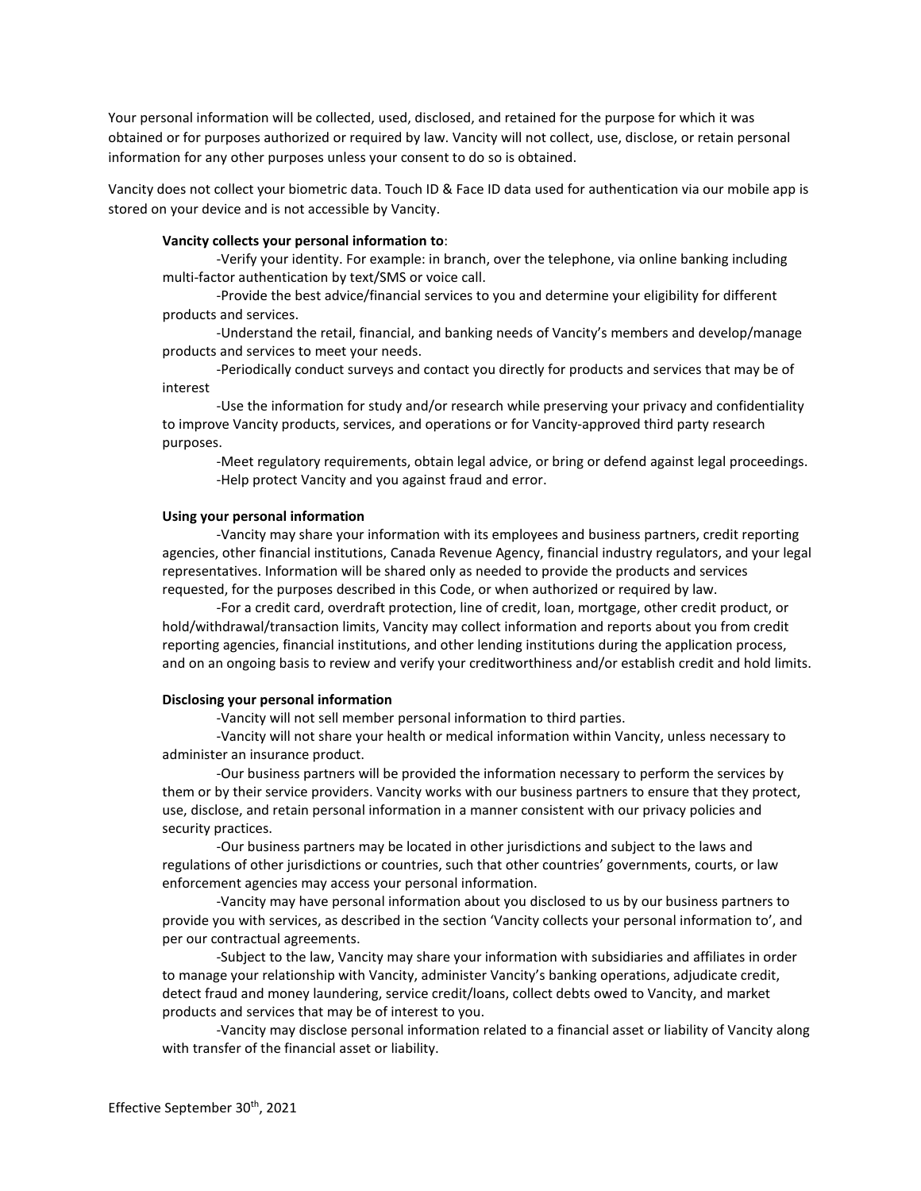Your personal information will be collected, used, disclosed, and retained for the purpose for which it was obtained or for purposes authorized or required by law. Vancity will not collect, use, disclose, or retain personal information for any other purposes unless your consent to do so is obtained.

Vancity does not collect your biometric data. Touch ID & Face ID data used for authentication via our mobile app is stored on your device and is not accessible by Vancity.

**Vancity collects your personal information to**:

-Verify your identity. For example: in branch, over the telephone, via online banking including multi-factor authentication by text/SMS or voice call.

-Provide the best advice/financial services to you and determine your eligibility for different products and services.

-Understand the retail, financial, and banking needs of Vancity's members and develop/manage products and services to meet your needs.

-Periodically conduct surveys and contact you directly for products and services that may be of interest

-Use the information for study and/or research while preserving your privacy and confidentiality to improve Vancity products, services, and operations or for Vancity-approved third party research purposes.

-Meet regulatory requirements, obtain legal advice, or bring or defend against legal proceedings.

-Help protect Vancity and you against fraud and error.

**Using your personal information**

-Vancity may share your information with its employees and business partners, credit reporting agencies, other financial institutions, Canada Revenue Agency, financial industry regulators, and your legal representatives. Information will be shared only as needed to provide the products and services requested, for the purposes described in this Code, or when authorized or required by law.

-For a credit card, overdraft protection, line of credit, loan, mortgage, other credit product, or hold/withdrawal/transaction limits, Vancity may collect information and reports about you from credit reporting agencies, financial institutions, and other lending institutions during the application process, and on an ongoing basis to review and verify your creditworthiness and/or establish credit and hold limits.

**Disclosing your personal information**

-Vancity will not sell member personal information to third parties.

-Vancity will not share your health or medical information within Vancity, unless necessary to administer an insurance product.

-Our business partners will be provided the information necessary to perform the services by them or by their service providers. Vancity works with our business partners to ensure that they protect, use, disclose, and retain personal information in a manner consistent with our privacy policies and security practices.

-Our business partners may be located in other jurisdictions and subject to the laws and regulations of other jurisdictions or countries, such that other countries' governments, courts, or law enforcement agencies may access your personal information.

-Vancity may have personal information about you disclosed to us by our business partners to provide you with services, as described in the section 'Vancity collects your personal information to', and per our contractual agreements.

-Subject to the law, Vancity may share your information with subsidiaries and affiliates in order to manage your relationship with Vancity, administer Vancity's banking operations, adjudicate credit, detect fraud and money laundering, service credit/loans, collect debts owed to Vancity, and market products and services that may be of interest to you.

-Vancity may disclose personal information related to a financial asset or liability of Vancity along with transfer of the financial asset or liability.

Effective September 30th, 2021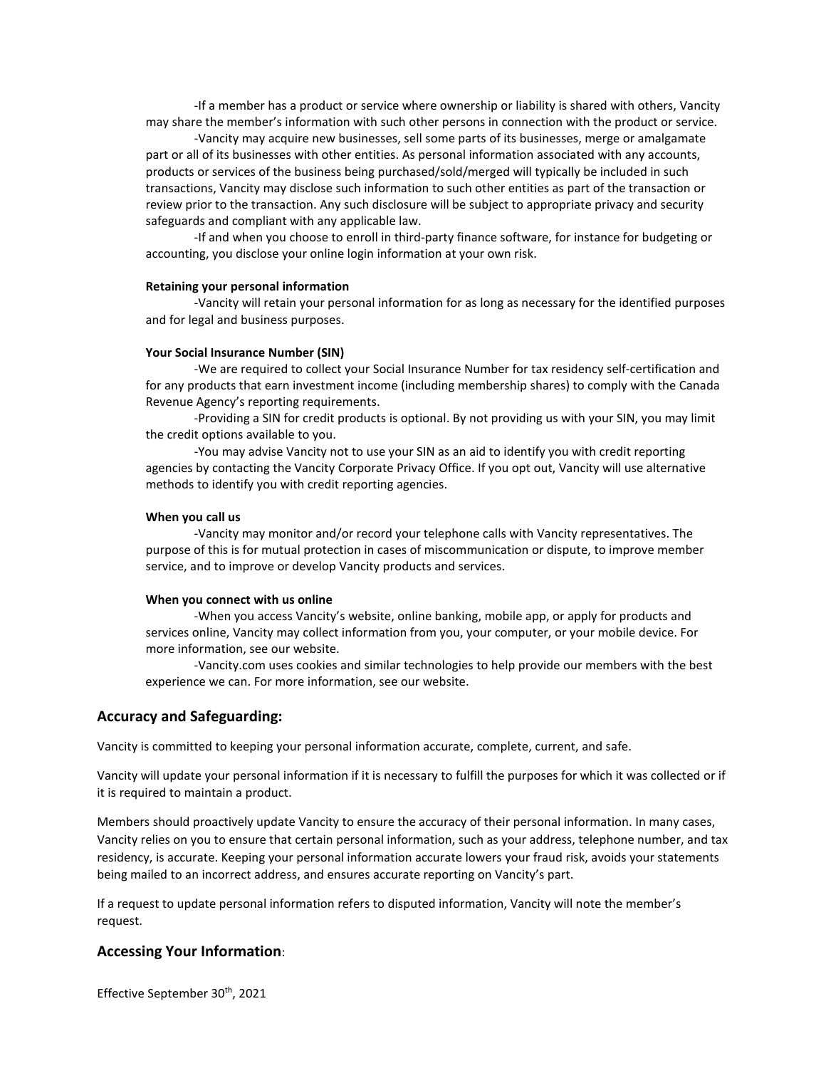-If a member has a product or service where ownership or liability is shared with others, Vancity may share the member's information with such other persons in connection with the product or service.

-Vancity may acquire new businesses, sell some parts of its businesses, merge or amalgamate part or all of its businesses with other entities. As personal information associated with any accounts, products or services of the business being purchased/sold/merged will typically be included in such transactions, Vancity may disclose such information to such other entities as part of the transaction or review prior to the transaction. Any such disclosure will be subject to appropriate privacy and security safeguards and compliant with any applicable law.

-If and when you choose to enroll in third-party finance software, for instance for budgeting or accounting, you disclose your online login information at your own risk.

**Retaining your personal information**

-Vancity will retain your personal information for as long as necessary for the identified purposes and for legal and business purposes.

**Your Social Insurance Number (SIN)**

-We are required to collect your Social Insurance Number for tax residency self-certification and for any products that earn investment income (including membership shares) to comply with the Canada Revenue Agency's reporting requirements.

-Providing a SIN for credit products is optional. By not providing us with your SIN, you may limit the credit options available to you.

-You may advise Vancity not to use your SIN as an aid to identify you with credit reporting agencies by contacting the Vancity Corporate Privacy Office. If you opt out, Vancity will use alternative methods to identify you with credit reporting agencies.

**When you call us**

-Vancity may monitor and/or record your telephone calls with Vancity representatives. The purpose of this is for mutual protection in cases of miscommunication or dispute, to improve member service, and to improve or develop Vancity products and services.

**When you connect with us online**

-When you access Vancity's website, online banking, mobile app, or apply for products and services online, Vancity may collect information from you, your computer, or your mobile device. For more information, see our website.

-Vancity.com uses cookies and similar technologies to help provide our members with the best experience we can. For more information, see our website.

## Accuracy and Safeguarding:

Vancity is committed to keeping your personal information accurate, complete, current, and safe.

Vancity will update your personal information if it is necessary to fulfill the purposes for which it was collected or if it is required to maintain a product.

Members should proactively update Vancity to ensure the accuracy of their personal information. In many cases, Vancity relies on you to ensure that certain personal information, such as your address, telephone number, and tax residency, is accurate. Keeping your personal information accurate lowers your fraud risk, avoids your statements being mailed to an incorrect address, and ensures accurate reporting on Vancity's part.

If a request to update personal information refers to disputed information, Vancity will note the member's request.

## Accessing Your Information:

Effective September 30th, 2021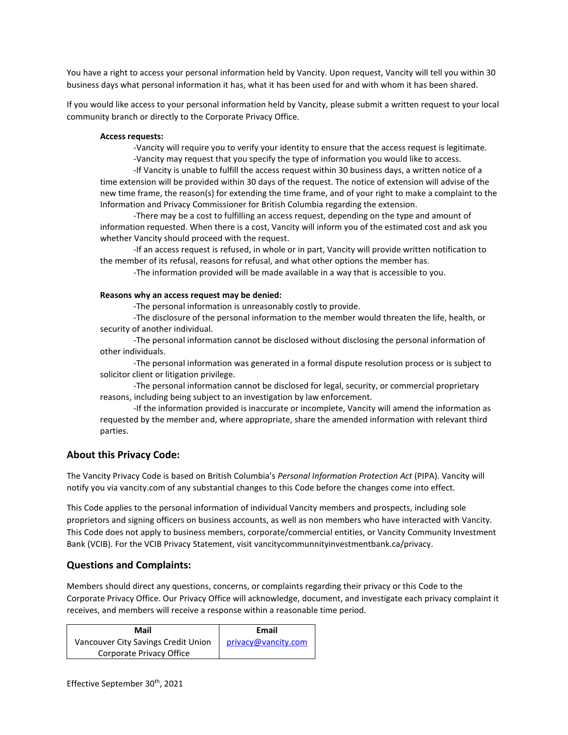You have a right to access your personal information held by Vancity. Upon request, Vancity will tell you within 30 business days what personal information it has, what it has been used for and with whom it has been shared.

If you would like access to your personal information held by Vancity, please submit a written request to your local community branch or directly to the Corporate Privacy Office.

**Access requests:**

-Vancity will require you to verify your identity to ensure that the access request is legitimate.

-Vancity may request that you specify the type of information you would like to access.

-If Vancity is unable to fulfill the access request within 30 business days, a written notice of a time extension will be provided within 30 days of the request. The notice of extension will advise of the new time frame, the reason(s) for extending the time frame, and of your right to make a complaint to the Information and Privacy Commissioner for British Columbia regarding the extension.

-There may be a cost to fulfilling an access request, depending on the type and amount of information requested. When there is a cost, Vancity will inform you of the estimated cost and ask you whether Vancity should proceed with the request.

-If an access request is refused, in whole or in part, Vancity will provide written notification to the member of its refusal, reasons for refusal, and what other options the member has.

-The information provided will be made available in a way that is accessible to you.

**Reasons why an access request may be denied:**

-The personal information is unreasonably costly to provide.

-The disclosure of the personal information to the member would threaten the life, health, or security of another individual.

-The personal information cannot be disclosed without disclosing the personal information of other individuals.

-The personal information was generated in a formal dispute resolution process or is subject to solicitor client or litigation privilege.

-The personal information cannot be disclosed for legal, security, or commercial proprietary reasons, including being subject to an investigation by law enforcement.

-If the information provided is inaccurate or incomplete, Vancity will amend the information as requested by the member and, where appropriate, share the amended information with relevant third parties.

## About this Privacy Code:

The Vancity Privacy Code is based on British Columbia's *Personal Information Protection Act* (PIPA). Vancity will notify you via vancity.com of any substantial changes to this Code before the changes come into effect.

This Code applies to the personal information of individual Vancity members and prospects, including sole proprietors and signing officers on business accounts, as well as non members who have interacted with Vancity. This Code does not apply to business members, corporate/commercial entities, or Vancity Community Investment Bank (VCIB). For the VCIB Privacy Statement, visit vancitycommunnityinvestmentbank.ca/privacy.

## Questions and Complaints:

Members should direct any questions, concerns, or complaints regarding their privacy or this Code to the Corporate Privacy Office. Our Privacy Office will acknowledge, document, and investigate each privacy complaint it receives, and members will receive a response within a reasonable time period.

| Mail | Email |
| --- | --- |
| Vancouver City Savings Credit Union<br>Corporate Privacy Office | privacy@vancity.com |

Effective September 30th, 2021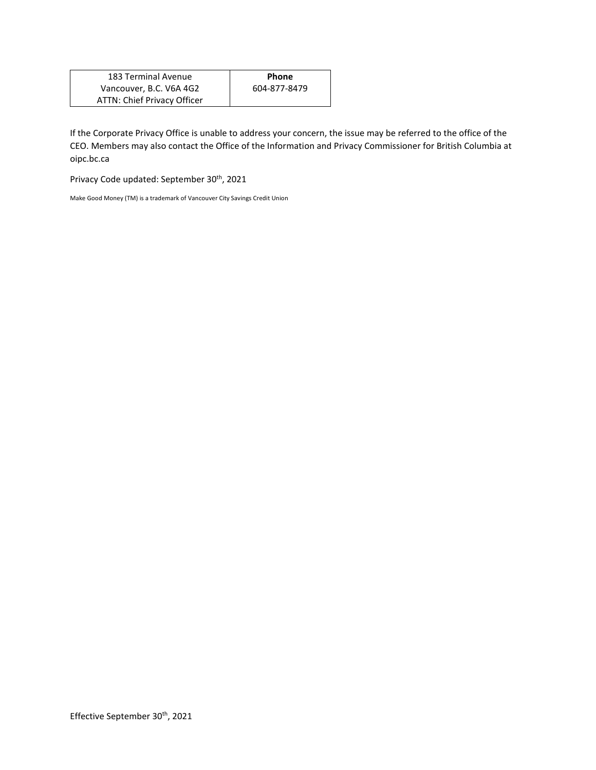| | |
|---|---|
| 183 Terminal Avenue<br>Vancouver, B.C. V6A 4G2<br>ATTN: Chief Privacy Officer | **Phone**<br>604-877-8479 |

If the Corporate Privacy Office is unable to address your concern, the issue may be referred to the office of the CEO. Members may also contact the Office of the Information and Privacy Commissioner for British Columbia at oipc.bc.ca

Privacy Code updated: September 30th, 2021

Make Good Money (TM) is a trademark of Vancouver City Savings Credit Union